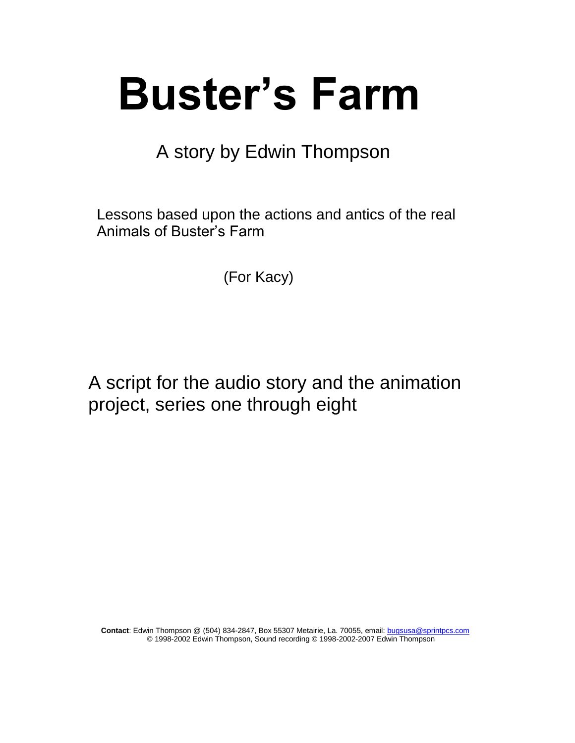# Buster's Farm

A story by Edwin Thompson

Lessons based upon the actions and antics of the real Animals of Buster's Farm

(For Kacy)

A script for the audio story and the animation project, series one through eight

**Contact**: Edwin Thompson @ (504) 834-2847, Box 55307 Metairie, La. 70055, email: bugsusa@sprintpcs.com
© 1998-2002 Edwin Thompson, Sound recording © 1998-2002-2007 Edwin Thompson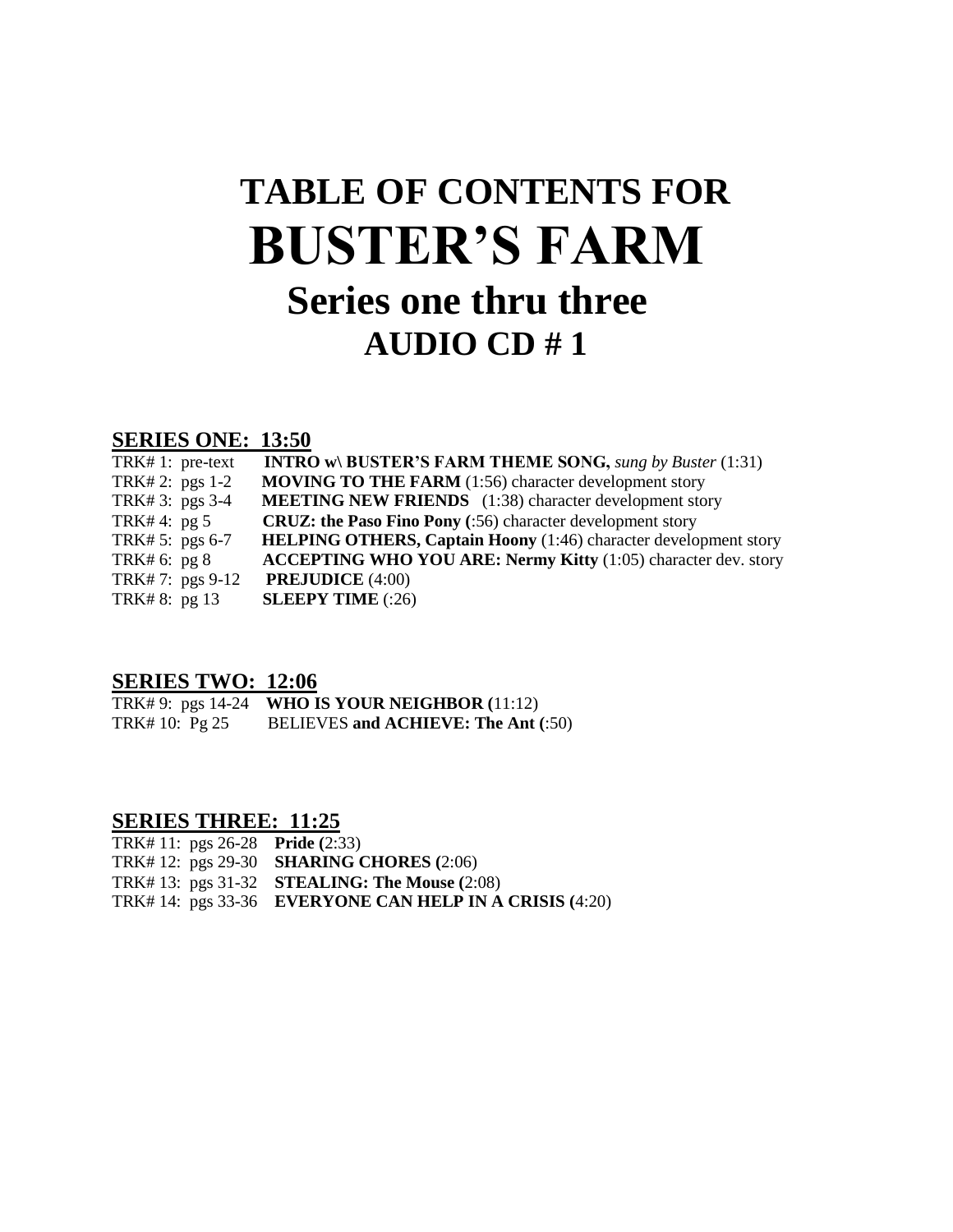# TABLE OF CONTENTS FOR
# BUSTER'S FARM
## Series one thru three
## AUDIO CD # 1

### SERIES ONE: 13:50

TRK# 1: pre-text **INTRO w\ BUSTER'S FARM THEME SONG,** *sung by Buster* (1:31)
TRK# 2: pgs 1-2 **MOVING TO THE FARM** (1:56) character development story
TRK# 3: pgs 3-4 **MEETING NEW FRIENDS** (1:38) character development story
TRK# 4: pg 5 **CRUZ: the Paso Fino Pony (**:56) character development story
TRK# 5: pgs 6-7 **HELPING OTHERS, Captain Hoony** (1:46) character development story
TRK# 6: pg 8 **ACCEPTING WHO YOU ARE: Nermy Kitty** (1:05) character dev. story
TRK# 7: pgs 9-12 **PREJUDICE** (4:00)
TRK# 8: pg 13 **SLEEPY TIME** (:26)

### SERIES TWO: 12:06

TRK# 9: pgs 14-24 **WHO IS YOUR NEIGHBOR (**11:12)
TRK# 10: Pg 25 BELIEVES **and ACHIEVE: The Ant (**:50)

### SERIES THREE: 11:25

TRK# 11: pgs 26-28 **Pride (**2:33)
TRK# 12: pgs 29-30 **SHARING CHORES (**2:06)
TRK# 13: pgs 31-32 **STEALING: The Mouse (**2:08)
TRK# 14: pgs 33-36 **EVERYONE CAN HELP IN A CRISIS (**4:20)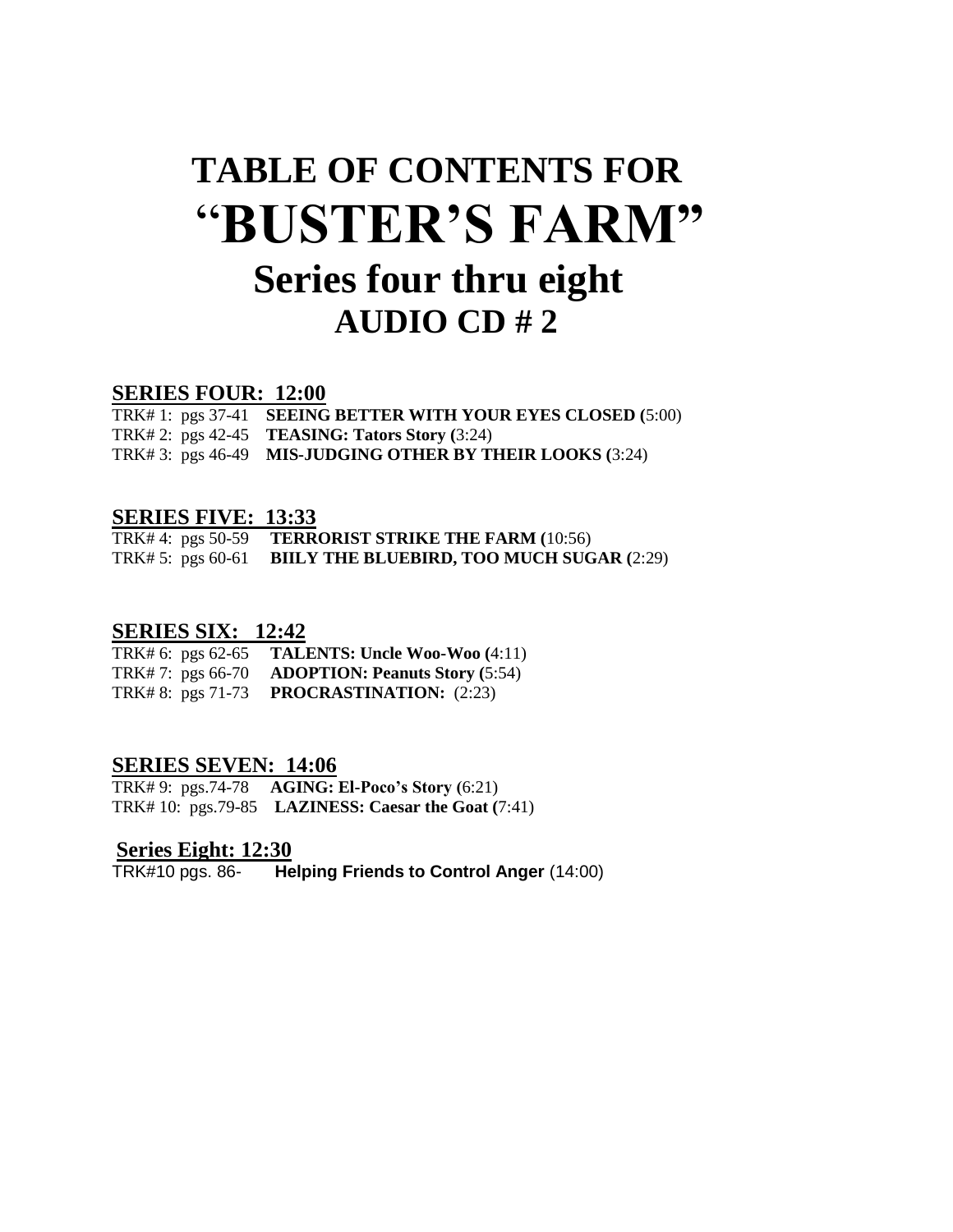# TABLE OF CONTENTS FOR "BUSTER'S FARM"

## Series four thru eight

## AUDIO CD # 2

### SERIES FOUR: 12:00

TRK# 1: pgs 37-41 **SEEING BETTER WITH YOUR EYES CLOSED (**5:00)
TRK# 2: pgs 42-45 **TEASING: Tators Story (**3:24)
TRK# 3: pgs 46-49 **MIS-JUDGING OTHER BY THEIR LOOKS (**3:24)

### SERIES FIVE: 13:33

TRK# 4: pgs 50-59 **TERRORIST STRIKE THE FARM (**10:56)
TRK# 5: pgs 60-61 **BIILY THE BLUEBIRD, TOO MUCH SUGAR (**2:29)

### SERIES SIX: 12:42

TRK# 6: pgs 62-65 **TALENTS: Uncle Woo-Woo (**4:11)
TRK# 7: pgs 66-70 **ADOPTION: Peanuts Story (**5:54)
TRK# 8: pgs 71-73 **PROCRASTINATION:** (2:23)

### SERIES SEVEN: 14:06

TRK# 9: pgs.74-78 **AGING: El-Poco's Story (**6:21)
TRK# 10: pgs.79-85 **LAZINESS: Caesar the Goat (**7:41)

### Series Eight: 12:30

TRK#10 pgs. 86- **Helping Friends to Control Anger** (14:00)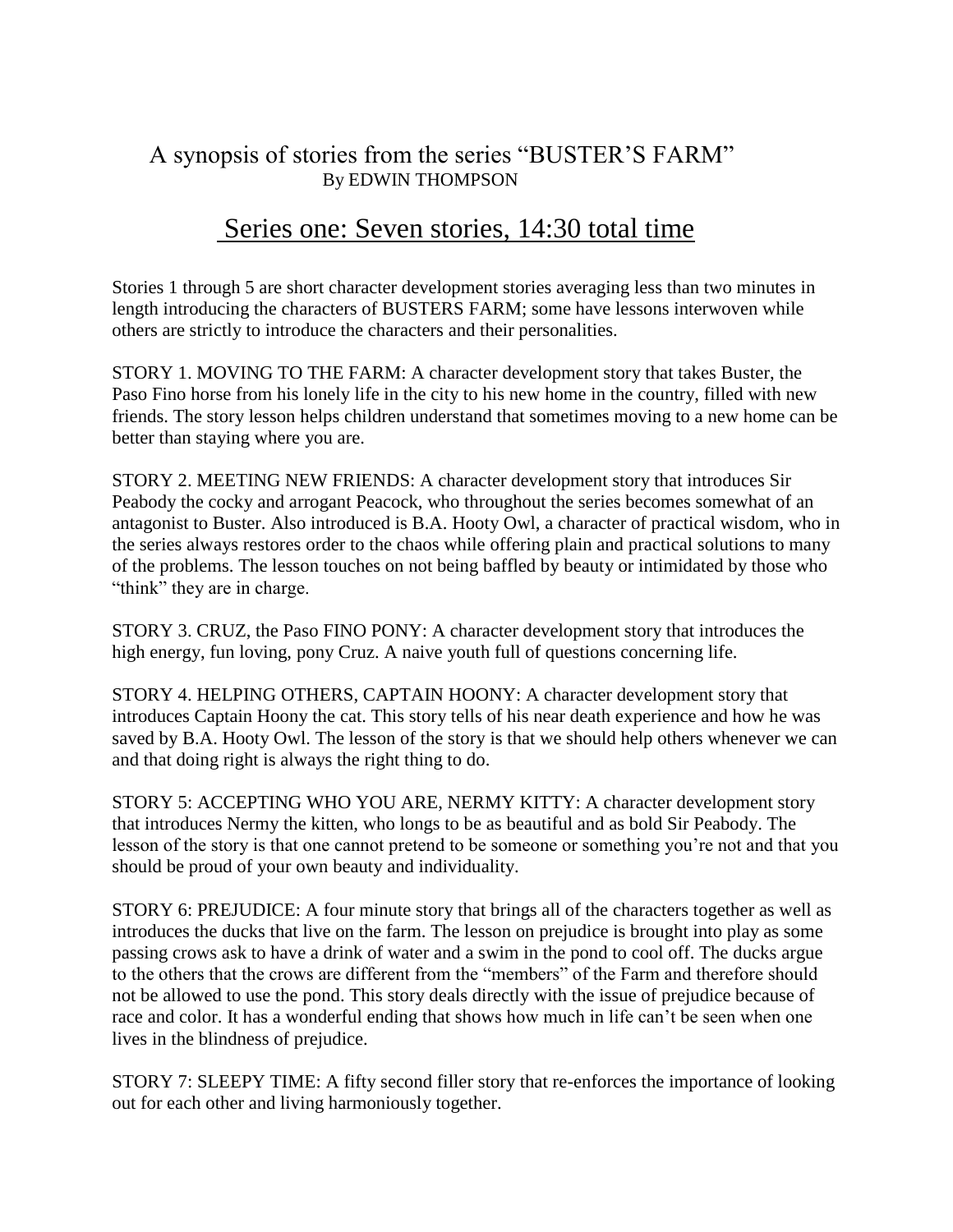# A synopsis of stories from the series "BUSTER'S FARM"

By EDWIN THOMPSON

## Series one: Seven stories, 14:30 total time

Stories 1 through 5 are short character development stories averaging less than two minutes in length introducing the characters of BUSTERS FARM; some have lessons interwoven while others are strictly to introduce the characters and their personalities.

STORY 1. MOVING TO THE FARM: A character development story that takes Buster, the Paso Fino horse from his lonely life in the city to his new home in the country, filled with new friends. The story lesson helps children understand that sometimes moving to a new home can be better than staying where you are.

STORY 2. MEETING NEW FRIENDS: A character development story that introduces Sir Peabody the cocky and arrogant Peacock, who throughout the series becomes somewhat of an antagonist to Buster. Also introduced is B.A. Hooty Owl, a character of practical wisdom, who in the series always restores order to the chaos while offering plain and practical solutions to many of the problems. The lesson touches on not being baffled by beauty or intimidated by those who "think" they are in charge.

STORY 3. CRUZ, the Paso FINO PONY: A character development story that introduces the high energy, fun loving, pony Cruz. A naive youth full of questions concerning life.

STORY 4. HELPING OTHERS, CAPTAIN HOONY: A character development story that introduces Captain Hoony the cat. This story tells of his near death experience and how he was saved by B.A. Hooty Owl. The lesson of the story is that we should help others whenever we can and that doing right is always the right thing to do.

STORY 5: ACCEPTING WHO YOU ARE, NERMY KITTY: A character development story that introduces Nermy the kitten, who longs to be as beautiful and as bold Sir Peabody. The lesson of the story is that one cannot pretend to be someone or something you're not and that you should be proud of your own beauty and individuality.

STORY 6: PREJUDICE: A four minute story that brings all of the characters together as well as introduces the ducks that live on the farm. The lesson on prejudice is brought into play as some passing crows ask to have a drink of water and a swim in the pond to cool off. The ducks argue to the others that the crows are different from the "members" of the Farm and therefore should not be allowed to use the pond. This story deals directly with the issue of prejudice because of race and color. It has a wonderful ending that shows how much in life can't be seen when one lives in the blindness of prejudice.

STORY 7: SLEEPY TIME: A fifty second filler story that re-enforces the importance of looking out for each other and living harmoniously together.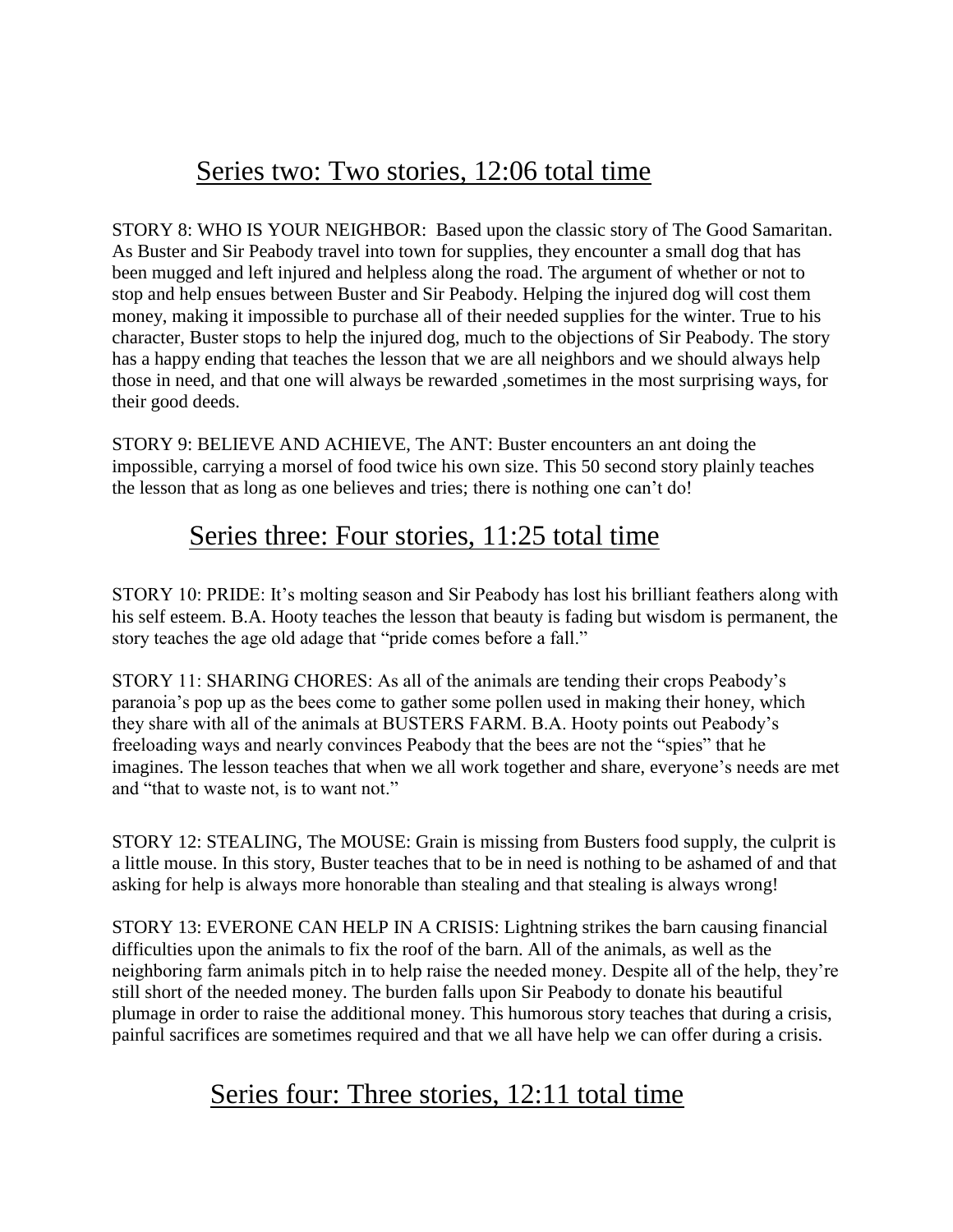## Series two: Two stories, 12:06 total time

STORY 8: WHO IS YOUR NEIGHBOR: Based upon the classic story of The Good Samaritan. As Buster and Sir Peabody travel into town for supplies, they encounter a small dog that has been mugged and left injured and helpless along the road. The argument of whether or not to stop and help ensues between Buster and Sir Peabody. Helping the injured dog will cost them money, making it impossible to purchase all of their needed supplies for the winter. True to his character, Buster stops to help the injured dog, much to the objections of Sir Peabody. The story has a happy ending that teaches the lesson that we are all neighbors and we should always help those in need, and that one will always be rewarded ,sometimes in the most surprising ways, for their good deeds.

STORY 9: BELIEVE AND ACHIEVE, The ANT: Buster encounters an ant doing the impossible, carrying a morsel of food twice his own size. This 50 second story plainly teaches the lesson that as long as one believes and tries; there is nothing one can't do!

## Series three: Four stories, 11:25 total time

STORY 10: PRIDE: It's molting season and Sir Peabody has lost his brilliant feathers along with his self esteem. B.A. Hooty teaches the lesson that beauty is fading but wisdom is permanent, the story teaches the age old adage that "pride comes before a fall."

STORY 11: SHARING CHORES: As all of the animals are tending their crops Peabody's paranoia's pop up as the bees come to gather some pollen used in making their honey, which they share with all of the animals at BUSTERS FARM. B.A. Hooty points out Peabody's freeloading ways and nearly convinces Peabody that the bees are not the "spies" that he imagines. The lesson teaches that when we all work together and share, everyone's needs are met and "that to waste not, is to want not."

STORY 12: STEALING, The MOUSE: Grain is missing from Busters food supply, the culprit is a little mouse. In this story, Buster teaches that to be in need is nothing to be ashamed of and that asking for help is always more honorable than stealing and that stealing is always wrong!

STORY 13: EVERONE CAN HELP IN A CRISIS: Lightning strikes the barn causing financial difficulties upon the animals to fix the roof of the barn. All of the animals, as well as the neighboring farm animals pitch in to help raise the needed money. Despite all of the help, they're still short of the needed money. The burden falls upon Sir Peabody to donate his beautiful plumage in order to raise the additional money. This humorous story teaches that during a crisis, painful sacrifices are sometimes required and that we all have help we can offer during a crisis.

## Series four: Three stories, 12:11 total time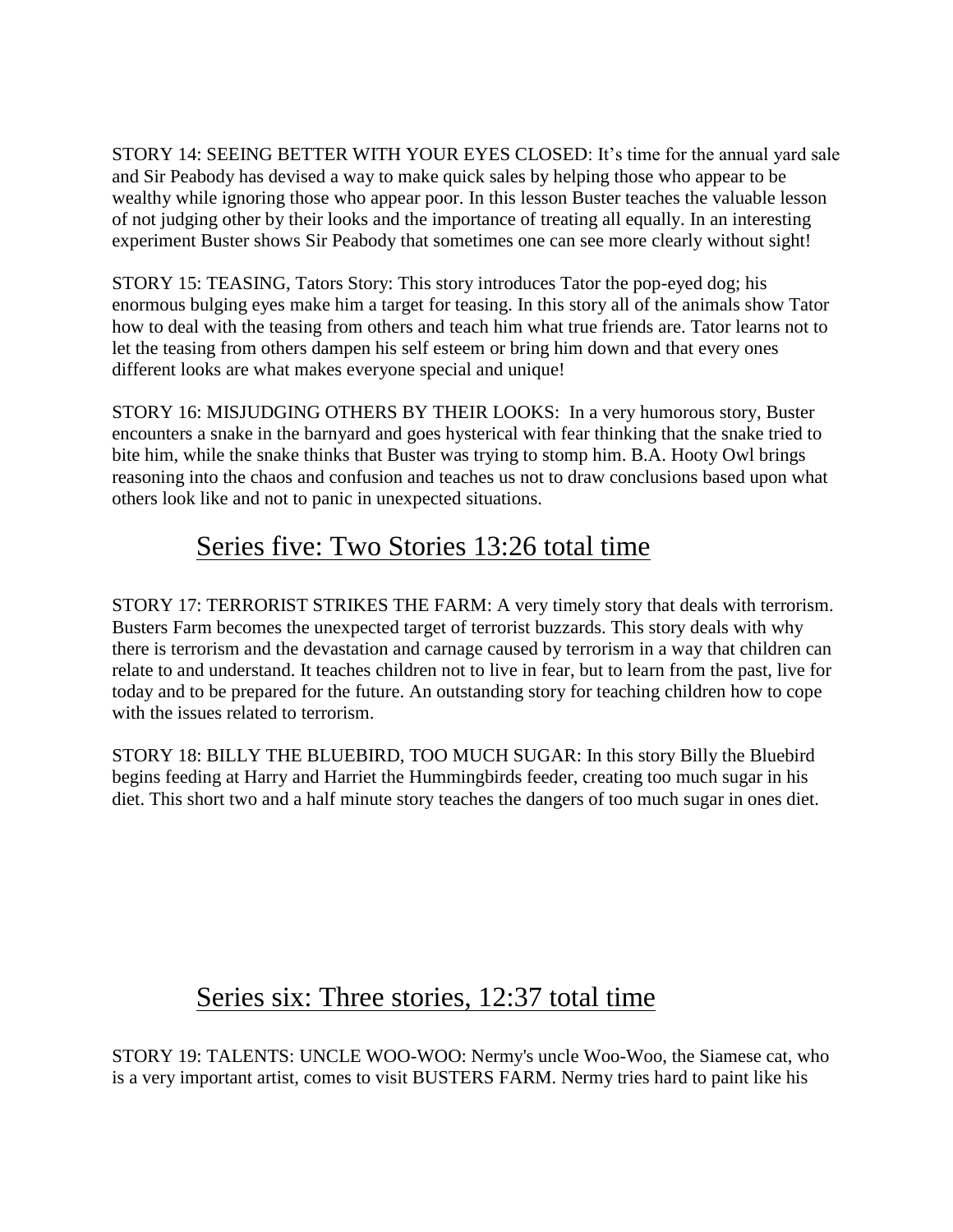STORY 14: SEEING BETTER WITH YOUR EYES CLOSED: It's time for the annual yard sale and Sir Peabody has devised a way to make quick sales by helping those who appear to be wealthy while ignoring those who appear poor. In this lesson Buster teaches the valuable lesson of not judging other by their looks and the importance of treating all equally. In an interesting experiment Buster shows Sir Peabody that sometimes one can see more clearly without sight!

STORY 15: TEASING, Tators Story: This story introduces Tator the pop-eyed dog; his enormous bulging eyes make him a target for teasing. In this story all of the animals show Tator how to deal with the teasing from others and teach him what true friends are. Tator learns not to let the teasing from others dampen his self esteem or bring him down and that every ones different looks are what makes everyone special and unique!

STORY 16: MISJUDGING OTHERS BY THEIR LOOKS: In a very humorous story, Buster encounters a snake in the barnyard and goes hysterical with fear thinking that the snake tried to bite him, while the snake thinks that Buster was trying to stomp him. B.A. Hooty Owl brings reasoning into the chaos and confusion and teaches us not to draw conclusions based upon what others look like and not to panic in unexpected situations.

## Series five: Two Stories 13:26 total time

STORY 17: TERRORIST STRIKES THE FARM: A very timely story that deals with terrorism. Busters Farm becomes the unexpected target of terrorist buzzards. This story deals with why there is terrorism and the devastation and carnage caused by terrorism in a way that children can relate to and understand. It teaches children not to live in fear, but to learn from the past, live for today and to be prepared for the future. An outstanding story for teaching children how to cope with the issues related to terrorism.

STORY 18: BILLY THE BLUEBIRD, TOO MUCH SUGAR: In this story Billy the Bluebird begins feeding at Harry and Harriet the Hummingbirds feeder, creating too much sugar in his diet. This short two and a half minute story teaches the dangers of too much sugar in ones diet.

## Series six: Three stories, 12:37 total time

STORY 19: TALENTS: UNCLE WOO-WOO: Nermy's uncle Woo-Woo, the Siamese cat, who is a very important artist, comes to visit BUSTERS FARM. Nermy tries hard to paint like his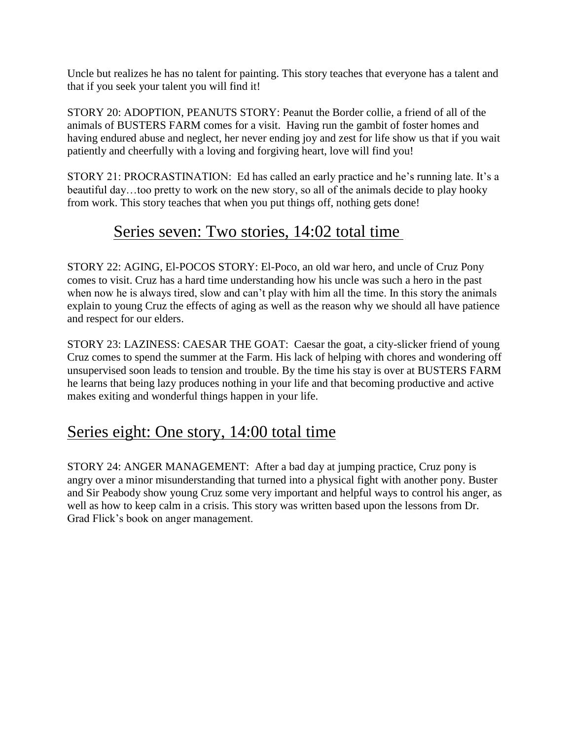Uncle but realizes he has no talent for painting. This story teaches that everyone has a talent and that if you seek your talent you will find it!

STORY 20: ADOPTION, PEANUTS STORY: Peanut the Border collie, a friend of all of the animals of BUSTERS FARM comes for a visit. Having run the gambit of foster homes and having endured abuse and neglect, her never ending joy and zest for life show us that if you wait patiently and cheerfully with a loving and forgiving heart, love will find you!

STORY 21: PROCRASTINATION: Ed has called an early practice and he's running late. It's a beautiful day…too pretty to work on the new story, so all of the animals decide to play hooky from work. This story teaches that when you put things off, nothing gets done!

## Series seven: Two stories, 14:02 total time

STORY 22: AGING, El-POCOS STORY: El-Poco, an old war hero, and uncle of Cruz Pony comes to visit. Cruz has a hard time understanding how his uncle was such a hero in the past when now he is always tired, slow and can't play with him all the time. In this story the animals explain to young Cruz the effects of aging as well as the reason why we should all have patience and respect for our elders.

STORY 23: LAZINESS: CAESAR THE GOAT: Caesar the goat, a city-slicker friend of young Cruz comes to spend the summer at the Farm. His lack of helping with chores and wondering off unsupervised soon leads to tension and trouble. By the time his stay is over at BUSTERS FARM he learns that being lazy produces nothing in your life and that becoming productive and active makes exiting and wonderful things happen in your life.

## Series eight: One story, 14:00 total time

STORY 24: ANGER MANAGEMENT: After a bad day at jumping practice, Cruz pony is angry over a minor misunderstanding that turned into a physical fight with another pony. Buster and Sir Peabody show young Cruz some very important and helpful ways to control his anger, as well as how to keep calm in a crisis. This story was written based upon the lessons from Dr. Grad Flick's book on anger management.